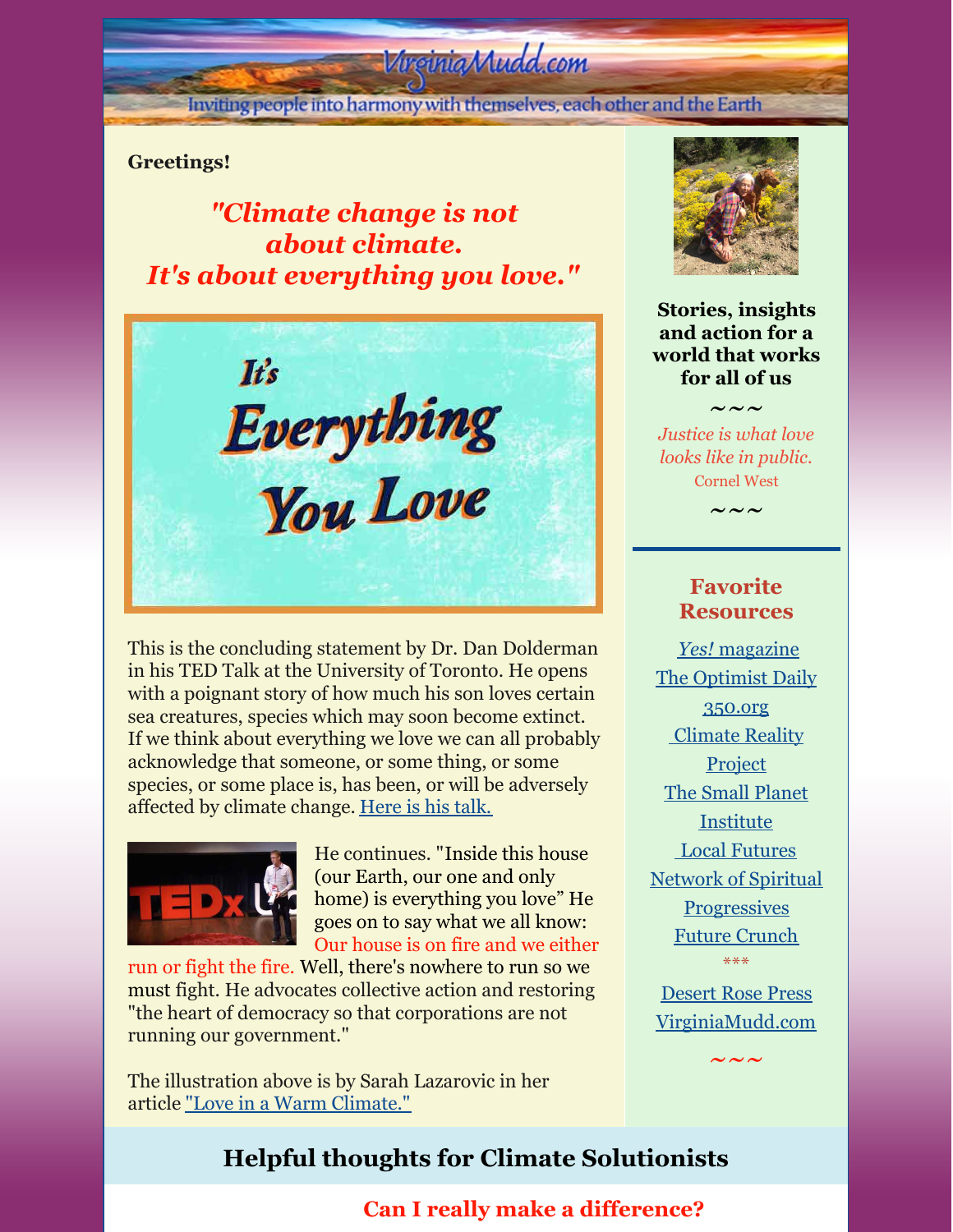VirginiaMudd.com

Inviting people into harmony with themselves, each other and the Earth

**Greetings!**

***"Climate change is not about climate. It's about everything you love."***

It's Everything You Love

This is the concluding statement by Dr. Dan Dolderman in his TED Talk at the University of Toronto. He opens with a poignant story of how much his son loves certain sea creatures, species which may soon become extinct. If we think about everything we love we can all probably acknowledge that someone, or some thing, or some species, or some place is, has been, or will be adversely affected by climate change. [Here is his talk.]

He continues. "Inside this house (our Earth, our one and only home) is everything you love" He goes on to say what we all know: Our house is on fire and we either run or fight the fire. Well, there's nowhere to run so we must fight. He advocates collective action and restoring "the heart of democracy so that corporations are not running our government."

The illustration above is by Sarah Lazarovic in her article ["Love in a Warm Climate."]

**Stories, insights and action for a world that works for all of us**

~~~

*Justice is what love looks like in public.*
Cornel West

~~~

## Favorite Resources

[*Yes!* magazine]
[The Optimist Daily]
[350.org]
[Climate Reality Project]
[The Small Planet Institute]
[Local Futures]
[Network of Spiritual Progressives]
[Future Crunch]

***

[Desert Rose Press]
[VirginiaMudd.com]

~~~

## Helpful thoughts for Climate Solutionists

### Can I really make a difference?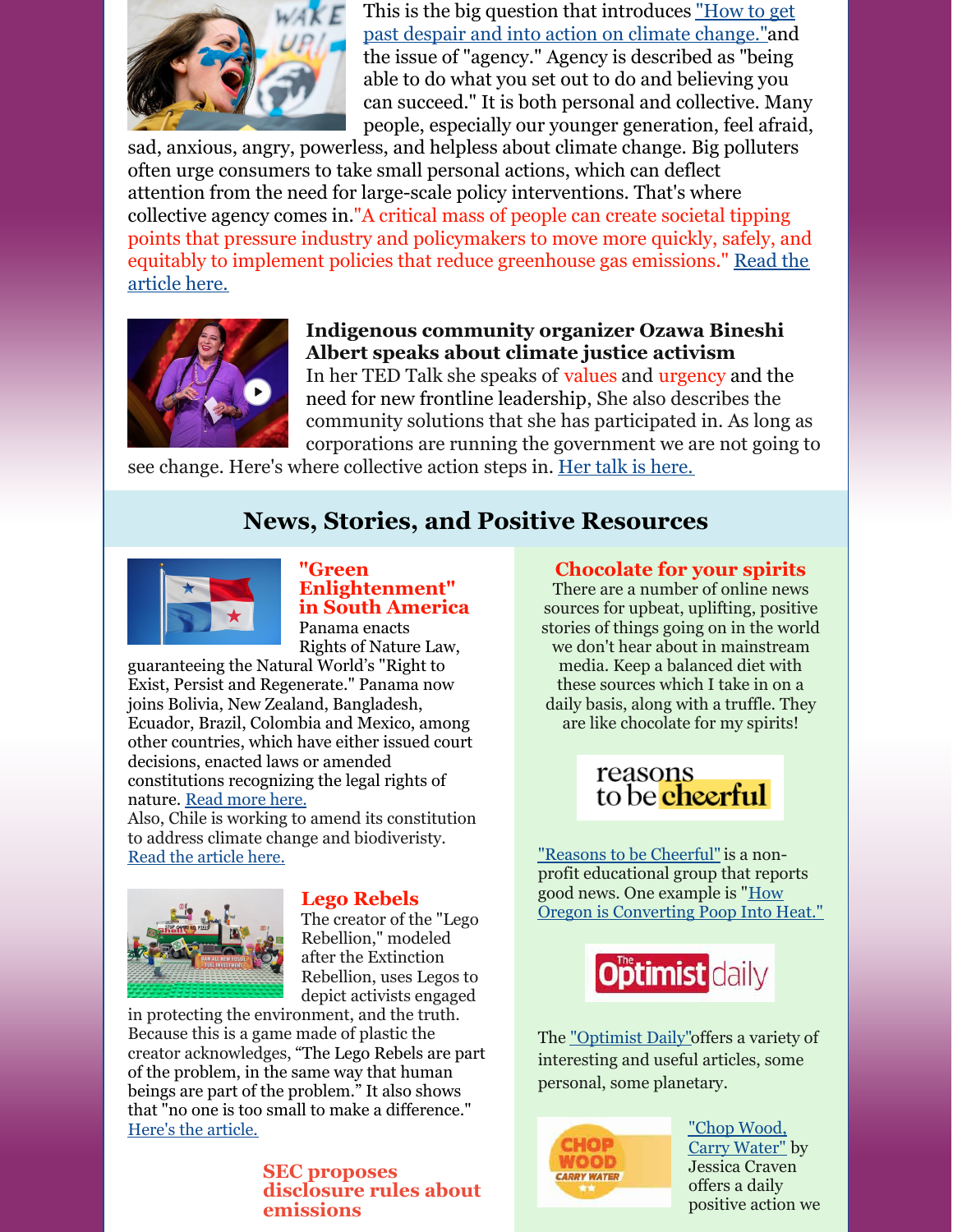This is the big question that introduces "How to get past despair and into action on climate change."and the issue of "agency." Agency is described as "being able to do what you set out to do and believing you can succeed." It is both personal and collective. Many people, especially our younger generation, feel afraid, sad, anxious, angry, powerless, and helpless about climate change. Big polluters often urge consumers to take small personal actions, which can deflect attention from the need for large-scale policy interventions. That's where collective agency comes in."A critical mass of people can create societal tipping points that pressure industry and policymakers to move more quickly, safely, and equitably to implement policies that reduce greenhouse gas emissions." Read the article here.

**Indigenous community organizer Ozawa Bineshi Albert speaks about climate justice activism**

In her TED Talk she speaks of values and urgency and the need for new frontline leadership, She also describes the community solutions that she has participated in. As long as corporations are running the government we are not going to see change. Here's where collective action steps in. Her talk is here.

## News, Stories, and Positive Resources

### "Green Enlightenment" in South America

Panama enacts Rights of Nature Law, guaranteeing the Natural World's "Right to Exist, Persist and Regenerate." Panama now joins Bolivia, New Zealand, Bangladesh, Ecuador, Brazil, Colombia and Mexico, among other countries, which have either issued court decisions, enacted laws or amended constitutions recognizing the legal rights of nature. Read more here.

Also, Chile is working to amend its constitution to address climate change and biodiveristy. Read the article here.

### Lego Rebels

The creator of the "Lego Rebellion," modeled after the Extinction Rebellion, uses Legos to depict activists engaged in protecting the environment, and the truth. Because this is a game made of plastic the creator acknowledges, "The Lego Rebels are part of the problem, in the same way that human beings are part of the problem." It also shows that "no one is too small to make a difference." Here's the article.

### SEC proposes disclosure rules about emissions

### Chocolate for your spirits

There are a number of online news sources for upbeat, uplifting, positive stories of things going on in the world we don't hear about in mainstream media. Keep a balanced diet with these sources which I take in on a daily basis, along with a truffle. They are like chocolate for my spirits!

reasons to be cheerful

"Reasons to be Cheerful" is a non-profit educational group that reports good news. One example is "How Oregon is Converting Poop Into Heat."

The Optimist daily

The "Optimist Daily"offers a variety of interesting and useful articles, some personal, some planetary.

CHOP WOOD CARRY WATER

"Chop Wood, Carry Water" by Jessica Craven offers a daily positive action we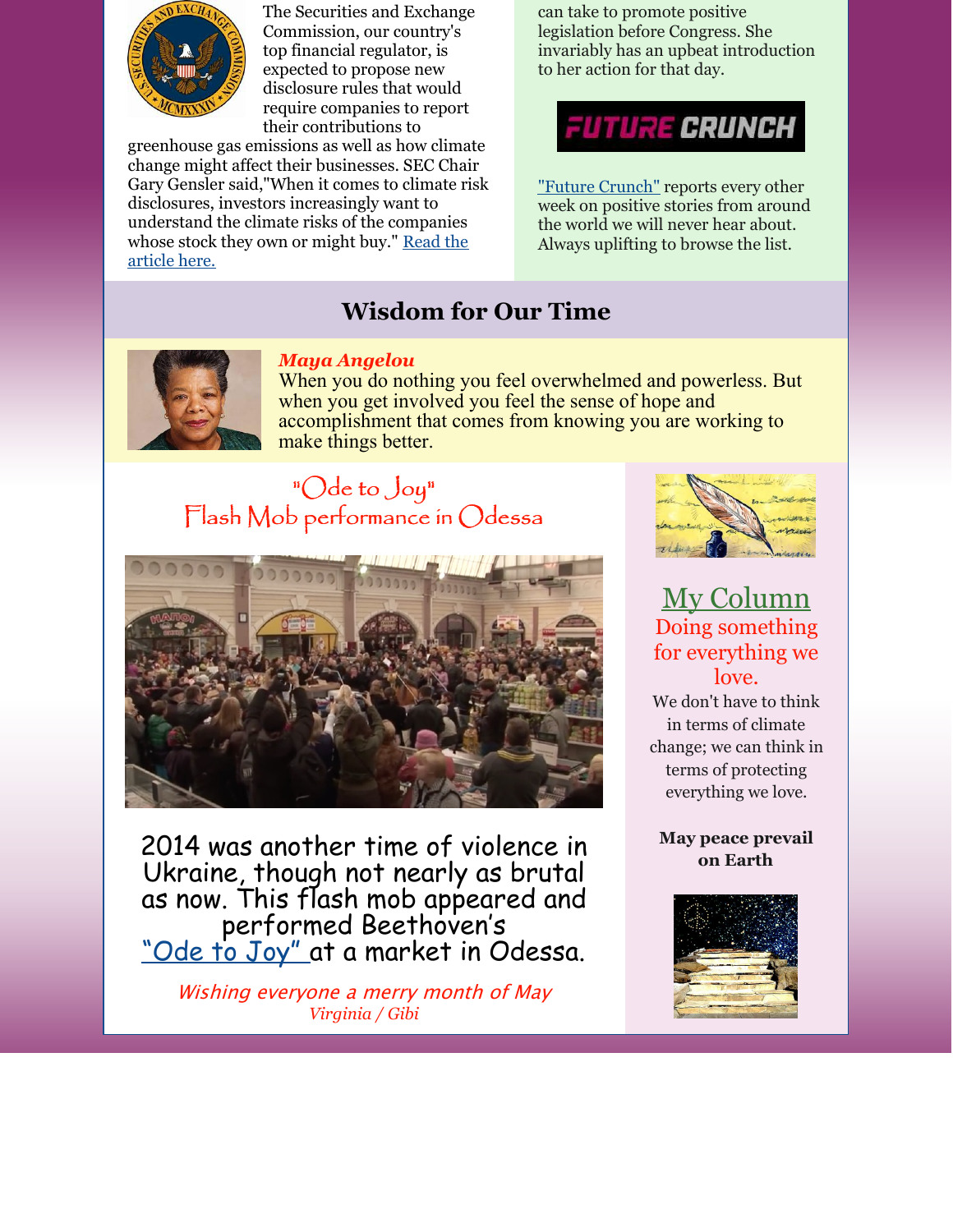The Securities and Exchange Commission, our country's top financial regulator, is expected to propose new disclosure rules that would require companies to report their contributions to greenhouse gas emissions as well as how climate change might affect their businesses. SEC Chair Gary Gensler said,"When it comes to climate risk disclosures, investors increasingly want to understand the climate risks of the companies whose stock they own or might buy." Read the article here.

can take to promote positive legislation before Congress. She invariably has an upbeat introduction to her action for that day.

FUTURE CRUNCH

"Future Crunch" reports every other week on positive stories from around the world we will never hear about. Always uplifting to browse the list.

## Wisdom for Our Time

***Maya Angelou***

When you do nothing you feel overwhelmed and powerless. But when you get involved you feel the sense of hope and accomplishment that comes from knowing you are working to make things better.

## "Ode to Joy" Flash Mob performance in Odessa

2014 was another time of violence in Ukraine, though not nearly as brutal as now. This flash mob appeared and performed Beethoven's "Ode to Joy" at a market in Odessa.

*Wishing everyone a merry month of May*

*Virginia / Gibi*

## My Column

Doing something for everything we love.

We don't have to think in terms of climate change; we can think in terms of protecting everything we love.

**May peace prevail on Earth**